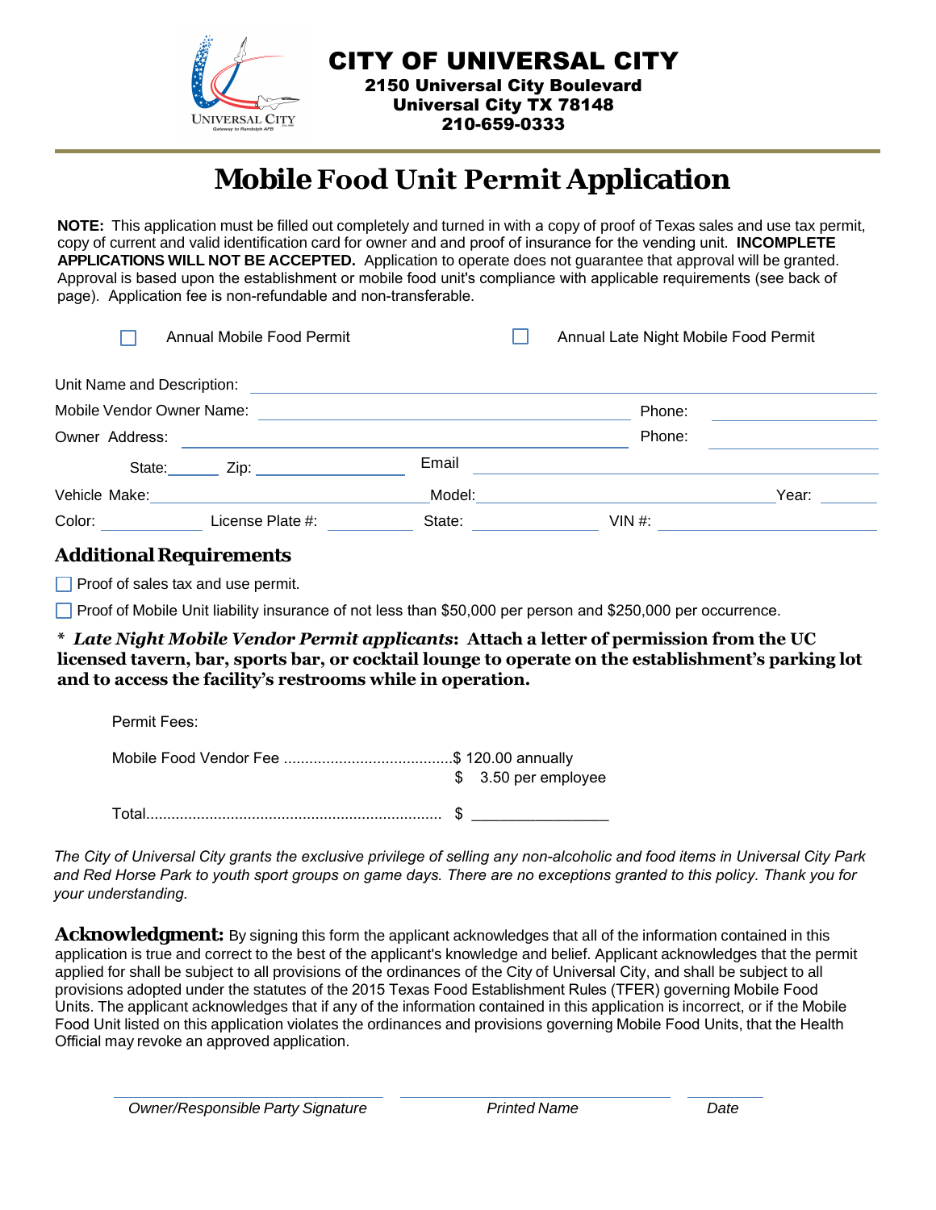# CITY OF UNIVERSAL CITY

**2150 Universal City Boulevard**
**Universal City TX 78148**
**210-659-0333**

# Mobile Food Unit Permit Application

**NOTE:** This application must be filled out completely and turned in with a copy of proof of Texas sales and use tax permit, copy of current and valid identification card for owner and and proof of insurance for the vending unit. **INCOMPLETE APPLICATIONS WILL NOT BE ACCEPTED.** Application to operate does not guarantee that approval will be granted. Approval is based upon the establishment or mobile food unit's compliance with applicable requirements (see back of page). Application fee is non-refundable and non-transferable.

☐ Annual Mobile Food Permit ☐ Annual Late Night Mobile Food Permit

Unit Name and Description: ______________________________

Mobile Vendor Owner Name: ______________________ Phone: __________

Owner Address: ______________________ Phone: __________

State: ______ Zip: ____________ Email ______________________

Vehicle Make: ______________ Model: ______________ Year: ______

Color: ________ License Plate #: ________ State: ________ VIN #: ______________

## Additional Requirements

☐ Proof of sales tax and use permit.

☐ Proof of Mobile Unit liability insurance of not less than $50,000 per person and $250,000 per occurrence.

**\* *Late Night Mobile Vendor Permit applicants*: Attach a letter of permission from the UC licensed tavern, bar, sports bar, or cocktail lounge to operate on the establishment's parking lot and to access the facility's restrooms while in operation.**

Permit Fees:

Mobile Food Vendor Fee .......................................$ 120.00 annually
$ 3.50 per employee

Total..................................................................... $ ______________

*The City of Universal City grants the exclusive privilege of selling any non-alcoholic and food items in Universal City Park and Red Horse Park to youth sport groups on game days. There are no exceptions granted to this policy. Thank you for your understanding.*

**Acknowledgment:** By signing this form the applicant acknowledges that all of the information contained in this application is true and correct to the best of the applicant's knowledge and belief. Applicant acknowledges that the permit applied for shall be subject to all provisions of the ordinances of the City of Universal City, and shall be subject to all provisions adopted under the statutes of the 2015 Texas Food Establishment Rules (TFER) governing Mobile Food Units. The applicant acknowledges that if any of the information contained in this application is incorrect, or if the Mobile Food Unit listed on this application violates the ordinances and provisions governing Mobile Food Units, that the Health Official may revoke an approved application.

______________________ ______________________ __________
*Owner/Responsible Party Signature* *Printed Name* *Date*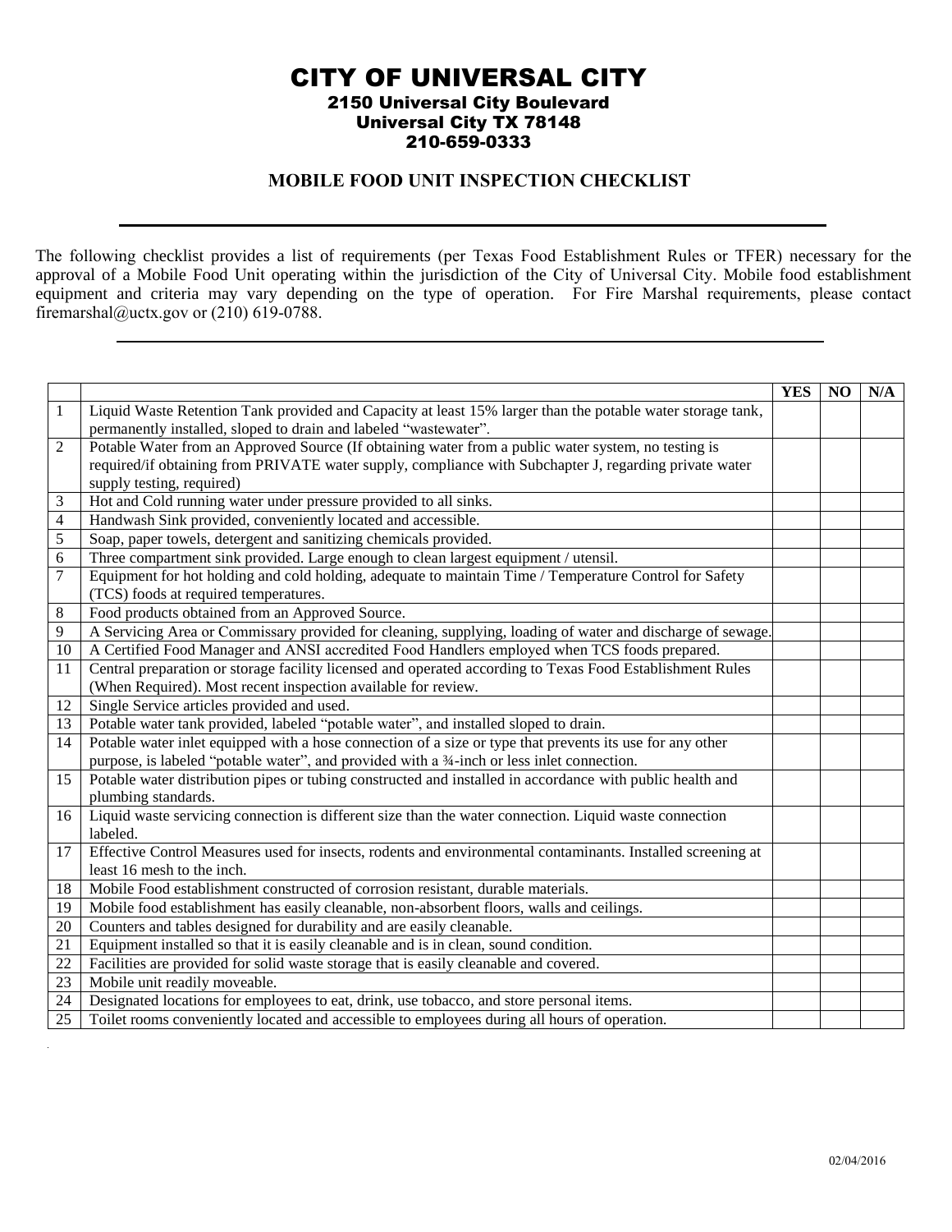# CITY OF UNIVERSAL CITY

2150 Universal City Boulevard
Universal City TX 78148
210-659-0333

## MOBILE FOOD UNIT INSPECTION CHECKLIST

The following checklist provides a list of requirements (per Texas Food Establishment Rules or TFER) necessary for the approval of a Mobile Food Unit operating within the jurisdiction of the City of Universal City. Mobile food establishment equipment and criteria may vary depending on the type of operation. For Fire Marshal requirements, please contact firemarshal@uctx.gov or (210) 619-0788.

| | | YES | NO | N/A |
|---|---|---|---|---|
| 1 | Liquid Waste Retention Tank provided and Capacity at least 15% larger than the potable water storage tank, permanently installed, sloped to drain and labeled "wastewater". | | | |
| 2 | Potable Water from an Approved Source (If obtaining water from a public water system, no testing is required/if obtaining from PRIVATE water supply, compliance with Subchapter J, regarding private water supply testing, required) | | | |
| 3 | Hot and Cold running water under pressure provided to all sinks. | | | |
| 4 | Handwash Sink provided, conveniently located and accessible. | | | |
| 5 | Soap, paper towels, detergent and sanitizing chemicals provided. | | | |
| 6 | Three compartment sink provided. Large enough to clean largest equipment / utensil. | | | |
| 7 | Equipment for hot holding and cold holding, adequate to maintain Time / Temperature Control for Safety (TCS) foods at required temperatures. | | | |
| 8 | Food products obtained from an Approved Source. | | | |
| 9 | A Servicing Area or Commissary provided for cleaning, supplying, loading of water and discharge of sewage. | | | |
| 10 | A Certified Food Manager and ANSI accredited Food Handlers employed when TCS foods prepared. | | | |
| 11 | Central preparation or storage facility licensed and operated according to Texas Food Establishment Rules (When Required). Most recent inspection available for review. | | | |
| 12 | Single Service articles provided and used. | | | |
| 13 | Potable water tank provided, labeled "potable water", and installed sloped to drain. | | | |
| 14 | Potable water inlet equipped with a hose connection of a size or type that prevents its use for any other purpose, is labeled "potable water", and provided with a ¾-inch or less inlet connection. | | | |
| 15 | Potable water distribution pipes or tubing constructed and installed in accordance with public health and plumbing standards. | | | |
| 16 | Liquid waste servicing connection is different size than the water connection. Liquid waste connection labeled. | | | |
| 17 | Effective Control Measures used for insects, rodents and environmental contaminants. Installed screening at least 16 mesh to the inch. | | | |
| 18 | Mobile Food establishment constructed of corrosion resistant, durable materials. | | | |
| 19 | Mobile food establishment has easily cleanable, non-absorbent floors, walls and ceilings. | | | |
| 20 | Counters and tables designed for durability and are easily cleanable. | | | |
| 21 | Equipment installed so that it is easily cleanable and is in clean, sound condition. | | | |
| 22 | Facilities are provided for solid waste storage that is easily cleanable and covered. | | | |
| 23 | Mobile unit readily moveable. | | | |
| 24 | Designated locations for employees to eat, drink, use tobacco, and store personal items. | | | |
| 25 | Toilet rooms conveniently located and accessible to employees during all hours of operation. | | | |

02/04/2016